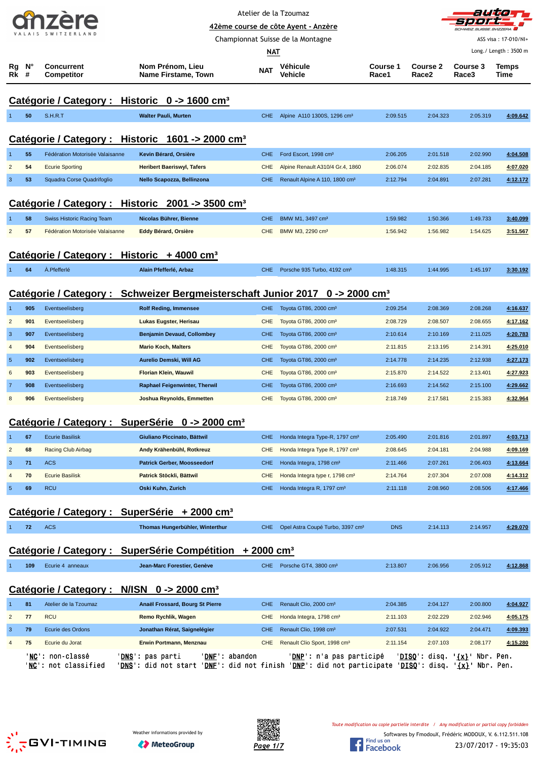Atelier de la Tzoumaz

42ème course de côte Ayent - Anzère

Championnat Suisse de la Montagne

NAT

ASS visa : 17-010/NI+

Long./ Length : 3500 m

| Rg Rk | N° # | Concurrent Competitor | Nom Prénom, Lieu Name Firstame, Town | NAT | Véhicule Vehicle | Course 1 Race1 | Course 2 Race2 | Course 3 Race3 | Temps Time |
|---|---|---|---|---|---|---|---|---|---|

## Catégorie / Category : Historic 0 -> 1600 cm³

| Rg | N° | Concurrent | Nom Prénom, Lieu | NAT | Véhicule | Course 1 | Course 2 | Course 3 | Temps |
|---|---|---|---|---|---|---|---|---|---|
| 1 | 50 | S.H.R.T | Walter Pauli, Murten | CHE | Alpine A110 1300S, 1296 cm³ | 2:09.515 | 2:04.323 | 2:05.319 | 4:09.642 |

## Catégorie / Category : Historic 1601 -> 2000 cm³

| Rg | N° | Concurrent | Nom Prénom, Lieu | NAT | Véhicule | Course 1 | Course 2 | Course 3 | Temps |
|---|---|---|---|---|---|---|---|---|---|
| 1 | 55 | Fédération Motorisée Valaisanne | Kevin Bérard, Orsière | CHE | Ford Escort, 1998 cm³ | 2:06.205 | 2:01.518 | 2:02.990 | 4:04.508 |
| 2 | 54 | Ecurie Sporting | Heribert Baeriswyl, Tafers | CHE | Alpine Renault A310/4 Gr.4, 1860 | 2:06.074 | 2:02.835 | 2:04.185 | 4:07.020 |
| 3 | 53 | Squadra Corse Quadrifoglio | Nello Scapozza, Bellinzona | CHE | Renault Alpine A 110, 1800 cm³ | 2:12.794 | 2:04.891 | 2:07.281 | 4:12.172 |

## Catégorie / Category : Historic 2001 -> 3500 cm³

| Rg | N° | Concurrent | Nom Prénom, Lieu | NAT | Véhicule | Course 1 | Course 2 | Course 3 | Temps |
|---|---|---|---|---|---|---|---|---|---|
| 1 | 58 | Swiss Historic Racing Team | Nicolas Bührer, Bienne | CHE | BMW M1, 3497 cm³ | 1:59.982 | 1:50.366 | 1:49.733 | 3:40.099 |
| 2 | 57 | Fédération Motorisée Valaisanne | Eddy Bérard, Orsière | CHE | BMW M3, 2290 cm³ | 1:56.942 | 1:56.982 | 1:54.625 | 3:51.567 |

## Catégorie / Category : Historic + 4000 cm³

| Rg | N° | Concurrent | Nom Prénom, Lieu | NAT | Véhicule | Course 1 | Course 2 | Course 3 | Temps |
|---|---|---|---|---|---|---|---|---|---|
| 1 | 64 | A.Pfefferlé | Alain Pfefferlé, Arbaz | CHE | Porsche 935 Turbo, 4192 cm³ | 1:48.315 | 1:44.995 | 1:45.197 | 3:30.192 |

## Catégorie / Category : Schweizer Bergmeisterschaft Junior 2017 0 -> 2000 cm³

| Rg | N° | Concurrent | Nom Prénom, Lieu | NAT | Véhicule | Course 1 | Course 2 | Course 3 | Temps |
|---|---|---|---|---|---|---|---|---|---|
| 1 | 905 | Eventseelisberg | Rolf Reding, Immensee | CHE | Toyota GT86, 2000 cm³ | 2:09.254 | 2:08.369 | 2:08.268 | 4:16.637 |
| 2 | 901 | Eventseelisberg | Lukas Eugster, Herisau | CHE | Toyota GT86, 2000 cm³ | 2:08.729 | 2:08.507 | 2:08.655 | 4:17.162 |
| 3 | 907 | Eventseelisberg | Benjamin Devaud, Collombey | CHE | Toyota GT86, 2000 cm³ | 2:10.614 | 2:10.169 | 2:11.025 | 4:20.783 |
| 4 | 904 | Eventseelisberg | Mario Koch, Malters | CHE | Toyota GT86, 2000 cm³ | 2:11.815 | 2:13.195 | 2:14.391 | 4:25.010 |
| 5 | 902 | Eventseelisberg | Aurelio Demski, Will AG | CHE | Toyota GT86, 2000 cm³ | 2:14.778 | 2:14.235 | 2:12.938 | 4:27.173 |
| 6 | 903 | Eventseelisberg | Florian Klein, Wauwil | CHE | Toyota GT86, 2000 cm³ | 2:15.870 | 2:14.522 | 2:13.401 | 4:27.923 |
| 7 | 908 | Eventseelisberg | Raphael Feigenwinter, Therwil | CHE | Toyota GT86, 2000 cm³ | 2:16.693 | 2:14.562 | 2:15.100 | 4:29.662 |
| 8 | 906 | Eventseelisberg | Joshua Reynolds, Emmetten | CHE | Toyota GT86, 2000 cm³ | 2:18.749 | 2:17.581 | 2:15.383 | 4:32.964 |

## Catégorie / Category : SuperSérie 0 -> 2000 cm³

| Rg | N° | Concurrent | Nom Prénom, Lieu | NAT | Véhicule | Course 1 | Course 2 | Course 3 | Temps |
|---|---|---|---|---|---|---|---|---|---|
| 1 | 67 | Ecurie Basilisk | Giuliano Piccinato, Bättwil | CHE | Honda Integra Type-R, 1797 cm³ | 2:05.490 | 2:01.816 | 2:01.897 | 4:03.713 |
| 2 | 68 | Racing Club Airbag | Andy Krähenbühl, Rotkreuz | CHE | Honda Integra Type R, 1797 cm³ | 2:08.645 | 2:04.181 | 2:04.988 | 4:09.169 |
| 3 | 71 | ACS | Patrick Gerber, Moosseedorf | CHE | Honda Integra, 1798 cm³ | 2:11.466 | 2:07.261 | 2:06.403 | 4:13.664 |
| 4 | 70 | Ecurie Basilisk | Patrick Stöckli, Bättwil | CHE | Honda Integra type r, 1798 cm³ | 2:14.764 | 2:07.304 | 2:07.008 | 4:14.312 |
| 5 | 69 | RCU | Oski Kuhn, Zurich | CHE | Honda Integra R, 1797 cm³ | 2:11.118 | 2:08.960 | 2:08.506 | 4:17.466 |

## Catégorie / Category : SuperSérie + 2000 cm³

| Rg | N° | Concurrent | Nom Prénom, Lieu | NAT | Véhicule | Course 1 | Course 2 | Course 3 | Temps |
|---|---|---|---|---|---|---|---|---|---|
| 1 | 72 | ACS | Thomas Hungerbühler, Winterthur | CHE | Opel Astra Coupé Turbo, 3397 cm³ | DNS | 2:14.113 | 2:14.957 | 4:29.070 |

## Catégorie / Category : SuperSérie Compétition + 2000 cm³

| Rg | N° | Concurrent | Nom Prénom, Lieu | NAT | Véhicule | Course 1 | Course 2 | Course 3 | Temps |
|---|---|---|---|---|---|---|---|---|---|
| 1 | 109 | Ecurie 4 anneaux | Jean-Marc Forestier, Genève | CHE | Porsche GT4, 3800 cm³ | 2:13.807 | 2:06.956 | 2:05.912 | 4:12.868 |

## Catégorie / Category : N/ISN 0 -> 2000 cm³

| Rg | N° | Concurrent | Nom Prénom, Lieu | NAT | Véhicule | Course 1 | Course 2 | Course 3 | Temps |
|---|---|---|---|---|---|---|---|---|---|
| 1 | 81 | Atelier de la Tzoumaz | Anaël Frossard, Bourg St Pierre | CHE | Renault Clio, 2000 cm³ | 2:04.385 | 2:04.127 | 2:00.800 | 4:04.927 |
| 2 | 77 | RCU | Remo Rychlik, Wagen | CHE | Honda Integra, 1798 cm³ | 2:11.103 | 2:02.229 | 2:02.946 | 4:05.175 |
| 3 | 79 | Ecurie des Ordons | Jonathan Rérat, Saignelégier | CHE | Renault Clio, 1998 cm³ | 2:07.531 | 2:04.922 | 2:04.471 | 4:09.393 |
| 4 | 75 | Ecurie du Jorat | Erwin Portmann, Menznau | CHE | Renault Clio Sport, 1998 cm³ | 2:11.154 | 2:07.103 | 2:08.177 | 4:15.280 |

'NC': non-classé 'DNS': pas parti 'DNF': abandon 'DNP': n'a pas participé 'DISQ': disq. '{x}' Nbr. Pen.
'NC': not classified 'DNS': did not start 'DNF': did not finish 'DNP': did not participate 'DISQ': disq. '{x}' Nbr. Pen.

Weather informations provided by MeteoGroup

Toute modification ou copie partielle interdite / Any modification or partial copy forbidden

Softwares by FmodouX, Frédéric MODOUX, V. 6.112.511.108

23/07/2017 - 19:35:03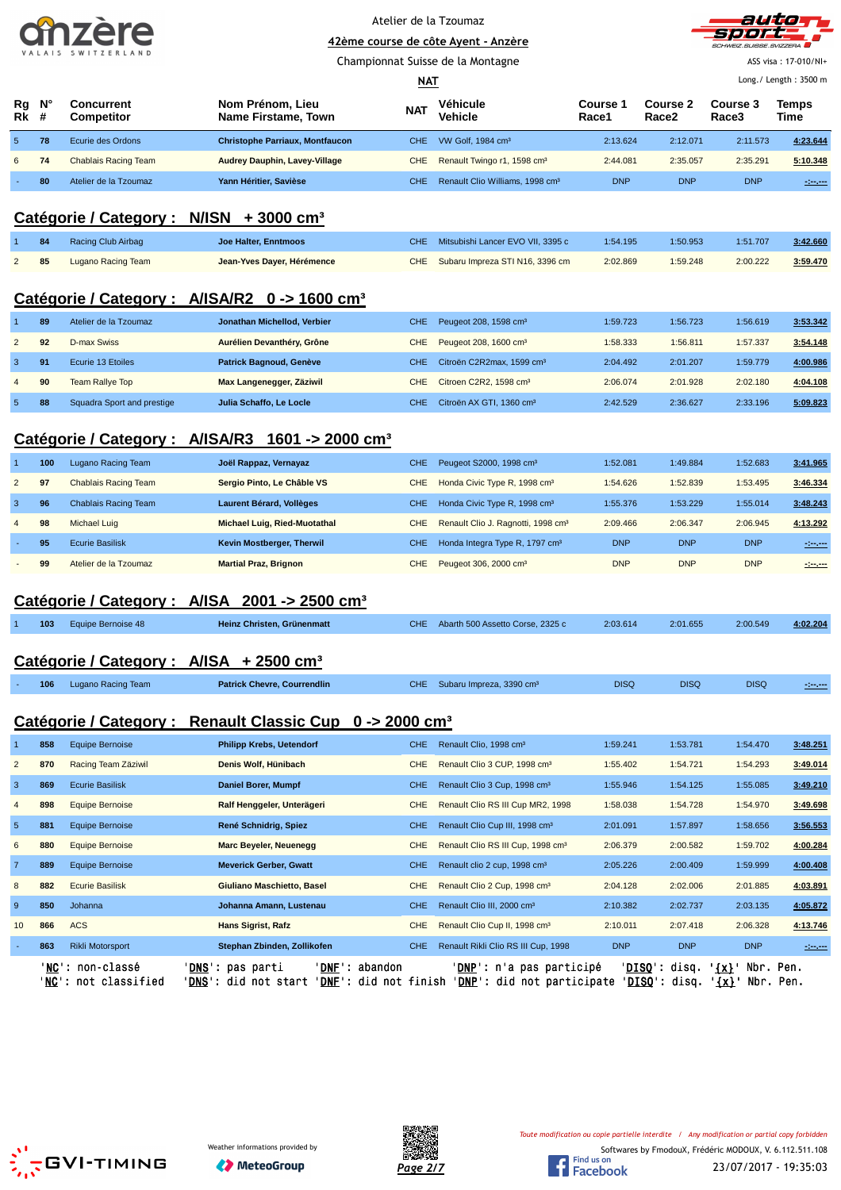Atelier de la Tzoumaz

42ème course de côte Ayent - Anzère

Championnat Suisse de la Montagne

**NAT**

ASS visa : 17-010/NI+

Long./ Length : 3500 m

| Rg Rk | N° # | Concurrent Competitor | Nom Prénom, Lieu Name Firstame, Town | NAT | Véhicule Vehicle | Course 1 Race1 | Course 2 Race2 | Course 3 Race3 | Temps Time |
|---|---|---|---|---|---|---|---|---|---|
| 5 | 78 | Ecurie des Ordons | Christophe Parriaux, Montfaucon | CHE | VW Golf, 1984 cm³ | 2:13.624 | 2:12.071 | 2:11.573 | 4:23.644 |
| 6 | 74 | Chablais Racing Team | Audrey Dauphin, Lavey-Village | CHE | Renault Twingo r1, 1598 cm³ | 2:44.081 | 2:35.057 | 2:35.291 | 5:10.348 |
| - | 80 | Atelier de la Tzoumaz | Yann Héritier, Savièse | CHE | Renault Clio Williams, 1998 cm³ | DNP | DNP | DNP | -:--.--- |

## Catégorie / Category : N/ISN + 3000 cm³

| Rg Rk | N° # | Concurrent Competitor | Nom Prénom, Lieu Name Firstame, Town | NAT | Véhicule Vehicle | Course 1 Race1 | Course 2 Race2 | Course 3 Race3 | Temps Time |
|---|---|---|---|---|---|---|---|---|---|
| 1 | 84 | Racing Club Airbag | Joe Halter, Enntmoos | CHE | Mitsubishi Lancer EVO VII, 3395 c | 1:54.195 | 1:50.953 | 1:51.707 | 3:42.660 |
| 2 | 85 | Lugano Racing Team | Jean-Yves Dayer, Hérémence | CHE | Subaru Impreza STI N16, 3396 cm | 2:02.869 | 1:59.248 | 2:00.222 | 3:59.470 |

## Catégorie / Category : A/ISA/R2 0 -> 1600 cm³

| Rg Rk | N° # | Concurrent Competitor | Nom Prénom, Lieu Name Firstame, Town | NAT | Véhicule Vehicle | Course 1 Race1 | Course 2 Race2 | Course 3 Race3 | Temps Time |
|---|---|---|---|---|---|---|---|---|---|
| 1 | 89 | Atelier de la Tzoumaz | Jonathan Michellod, Verbier | CHE | Peugeot 208, 1598 cm³ | 1:59.723 | 1:56.723 | 1:56.619 | 3:53.342 |
| 2 | 92 | D-max Swiss | Aurélien Devanthéry, Grône | CHE | Peugeot 208, 1600 cm³ | 1:58.333 | 1:56.811 | 1:57.337 | 3:54.148 |
| 3 | 91 | Ecurie 13 Etoiles | Patrick Bagnoud, Genève | CHE | Citroën C2R2max, 1599 cm³ | 2:04.492 | 2:01.207 | 1:59.779 | 4:00.986 |
| 4 | 90 | Team Rallye Top | Max Langenegger, Zäziwil | CHE | Citroen C2R2, 1598 cm³ | 2:06.074 | 2:01.928 | 2:02.180 | 4:04.108 |
| 5 | 88 | Squadra Sport and prestige | Julia Schaffo, Le Locle | CHE | Citroën AX GTI, 1360 cm³ | 2:42.529 | 2:36.627 | 2:33.196 | 5:09.823 |

## Catégorie / Category : A/ISA/R3 1601 -> 2000 cm³

| Rg Rk | N° # | Concurrent Competitor | Nom Prénom, Lieu Name Firstame, Town | NAT | Véhicule Vehicle | Course 1 Race1 | Course 2 Race2 | Course 3 Race3 | Temps Time |
|---|---|---|---|---|---|---|---|---|---|
| 1 | 100 | Lugano Racing Team | Joël Rappaz, Vernayaz | CHE | Peugeot S2000, 1998 cm³ | 1:52.081 | 1:49.884 | 1:52.683 | 3:41.965 |
| 2 | 97 | Chablais Racing Team | Sergio Pinto, Le Châble VS | CHE | Honda Civic Type R, 1998 cm³ | 1:54.626 | 1:52.839 | 1:53.495 | 3:46.334 |
| 3 | 96 | Chablais Racing Team | Laurent Bérard, Vollèges | CHE | Honda Civic Type R, 1998 cm³ | 1:55.376 | 1:53.229 | 1:55.014 | 3:48.243 |
| 4 | 98 | Michael Luig | Michael Luig, Ried-Muotathal | CHE | Renault Clio J. Ragnotti, 1998 cm³ | 2:09.466 | 2:06.347 | 2:06.945 | 4:13.292 |
| - | 95 | Ecurie Basilisk | Kevin Mostberger, Therwil | CHE | Honda Integra Type R, 1797 cm³ | DNP | DNP | DNP | -:--.--- |
| - | 99 | Atelier de la Tzoumaz | Martial Praz, Brignon | CHE | Peugeot 306, 2000 cm³ | DNP | DNP | DNP | -:--.--- |

## Catégorie / Category : A/ISA 2001 -> 2500 cm³

| Rg Rk | N° # | Concurrent Competitor | Nom Prénom, Lieu Name Firstame, Town | NAT | Véhicule Vehicle | Course 1 Race1 | Course 2 Race2 | Course 3 Race3 | Temps Time |
|---|---|---|---|---|---|---|---|---|---|
| 1 | 103 | Equipe Bernoise 48 | Heinz Christen, Grünenmatt | CHE | Abarth 500 Assetto Corse, 2325 c | 2:03.614 | 2:01.655 | 2:00.549 | 4:02.204 |

## Catégorie / Category : A/ISA + 2500 cm³

| Rg Rk | N° # | Concurrent Competitor | Nom Prénom, Lieu Name Firstame, Town | NAT | Véhicule Vehicle | Course 1 Race1 | Course 2 Race2 | Course 3 Race3 | Temps Time |
|---|---|---|---|---|---|---|---|---|---|
| - | 106 | Lugano Racing Team | Patrick Chevre, Courrendlin | CHE | Subaru Impreza, 3390 cm³ | DISQ | DISQ | DISQ | -:--.--- |

## Catégorie / Category : Renault Classic Cup 0 -> 2000 cm³

| Rg Rk | N° # | Concurrent Competitor | Nom Prénom, Lieu Name Firstame, Town | NAT | Véhicule Vehicle | Course 1 Race1 | Course 2 Race2 | Course 3 Race3 | Temps Time |
|---|---|---|---|---|---|---|---|---|---|
| 1 | 858 | Equipe Bernoise | Philipp Krebs, Uetendorf | CHE | Renault Clio, 1998 cm³ | 1:59.241 | 1:53.781 | 1:54.470 | 3:48.251 |
| 2 | 870 | Racing Team Zäziwil | Denis Wolf, Hünibach | CHE | Renault Clio 3 CUP, 1998 cm³ | 1:55.402 | 1:54.721 | 1:54.293 | 3:49.014 |
| 3 | 869 | Ecurie Basilisk | Daniel Borer, Mumpf | CHE | Renault Clio 3 Cup, 1998 cm³ | 1:55.946 | 1:54.125 | 1:55.085 | 3:49.210 |
| 4 | 898 | Equipe Bernoise | Ralf Henggeler, Unterägeri | CHE | Renault Clio RS III Cup MR2, 1998 | 1:58.038 | 1:54.728 | 1:54.970 | 3:49.698 |
| 5 | 881 | Equipe Bernoise | René Schnidrig, Spiez | CHE | Renault Clio Cup III, 1998 cm³ | 2:01.091 | 1:57.897 | 1:58.656 | 3:56.553 |
| 6 | 880 | Equipe Bernoise | Marc Beyeler, Neuenegg | CHE | Renault Clio RS III Cup, 1998 cm³ | 2:06.379 | 2:00.582 | 1:59.702 | 4:00.284 |
| 7 | 889 | Equipe Bernoise | Meverick Gerber, Gwatt | CHE | Renault clio 2 cup, 1998 cm³ | 2:05.226 | 2:00.409 | 1:59.999 | 4:00.408 |
| 8 | 882 | Ecurie Basilisk | Giuliano Maschietto, Basel | CHE | Renault Clio 2 Cup, 1998 cm³ | 2:04.128 | 2:02.006 | 2:01.885 | 4:03.891 |
| 9 | 850 | Johanna | Johanna Amann, Lustenau | CHE | Renault Clio III, 2000 cm³ | 2:10.382 | 2:02.737 | 2:03.135 | 4:05.872 |
| 10 | 866 | ACS | Hans Sigrist, Rafz | CHE | Renault Clio Cup II, 1998 cm³ | 2:10.011 | 2:07.418 | 2:06.328 | 4:13.746 |
| - | 863 | Rikli Motorsport | Stephan Zbinden, Zollikofen | CHE | Renault Rikli Clio RS III Cup, 1998 | DNP | DNP | DNP | -:--.--- |

'NC': non-classé 'DNS': pas parti 'DNF': abandon 'DNP': n'a pas participé 'DISQ': disq. '{x}' Nbr. Pen.
'NC': not classified 'DNS': did not start 'DNF': did not finish 'DNP': did not participate 'DISQ': disq. '{x}' Nbr. Pen.

Weather informations provided by MeteoGroup

*Toute modification ou copie partielle interdite / Any modification or partial copy forbidden*

Softwares by FmodouX, Frédéric MODOUX, V. 6.112.511.108

23/07/2017 - 19:35:03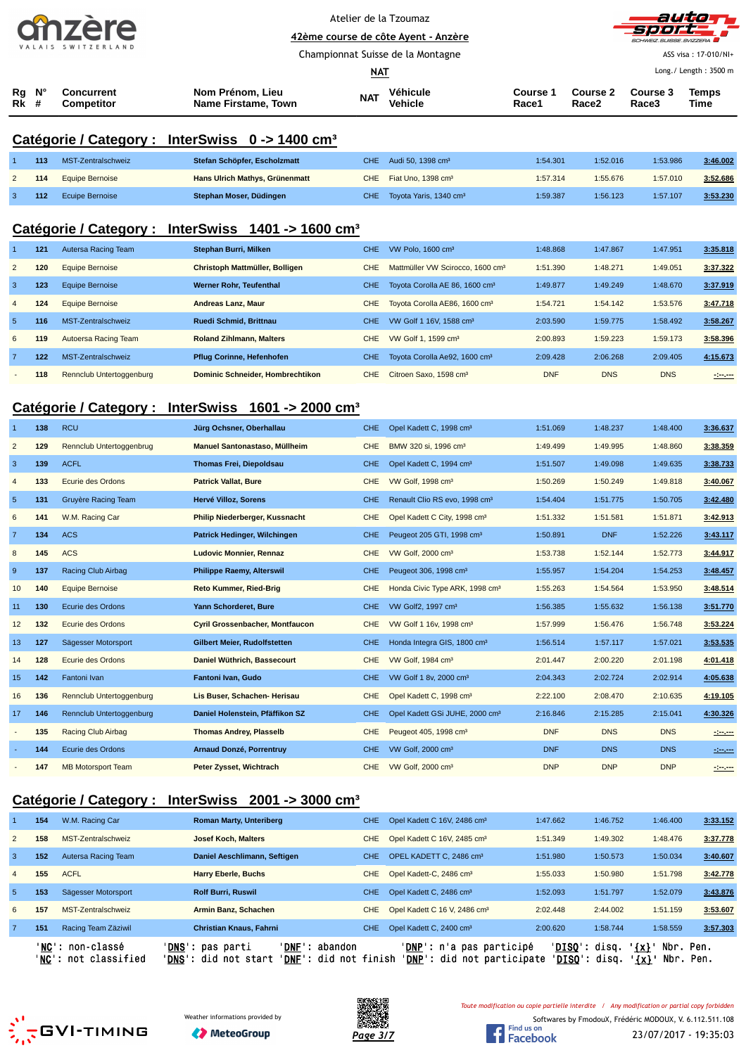Atelier de la Tzoumaz

42ème course de côte Ayent - Anzère

Championnat Suisse de la Montagne

NAT

ASS visa : 17-010/NI+

Long./ Length : 3500 m

## Catégorie / Category : InterSwiss 0 -> 1400 cm³

| Rg Rk | N° # | Concurrent Competitor | Nom Prénom, Lieu Name Firstame, Town | NAT | Véhicule Vehicle | Course 1 Race1 | Course 2 Race2 | Course 3 Race3 | Temps Time |
|---|---|---|---|---|---|---|---|---|---|
| 1 | 113 | MST-Zentralschweiz | **Stefan Schöpfer, Escholzmatt** | CHE | Audi 50, 1398 cm³ | 1:54.301 | 1:52.016 | 1:53.986 | 3:46.002 |
| 2 | 114 | Equipe Bernoise | **Hans Ulrich Mathys, Grünenmatt** | CHE | Fiat Uno, 1398 cm³ | 1:57.314 | 1:55.676 | 1:57.010 | 3:52.686 |
| 3 | 112 | Ecuipe Bernoise | **Stephan Moser, Düdingen** | CHE | Toyota Yaris, 1340 cm³ | 1:59.387 | 1:56.123 | 1:57.107 | 3:53.230 |

## Catégorie / Category : InterSwiss 1401 -> 1600 cm³

| Rg Rk | N° # | Concurrent Competitor | Nom Prénom, Lieu Name Firstame, Town | NAT | Véhicule Vehicle | Course 1 Race1 | Course 2 Race2 | Course 3 Race3 | Temps Time |
|---|---|---|---|---|---|---|---|---|---|
| 1 | 121 | Autersa Racing Team | **Stephan Burri, Milken** | CHE | VW Polo, 1600 cm³ | 1:48.868 | 1:47.867 | 1:47.951 | 3:35.818 |
| 2 | 120 | Equipe Bernoise | **Christoph Mattmüller, Bolligen** | CHE | Mattmüller VW Scirocco, 1600 cm³ | 1:51.390 | 1:48.271 | 1:49.051 | 3:37.322 |
| 3 | 123 | Equipe Bernoise | **Werner Rohr, Teufenthal** | CHE | Toyota Corolla AE 86, 1600 cm³ | 1:49.877 | 1:49.249 | 1:48.670 | 3:37.919 |
| 4 | 124 | Equipe Bernoise | **Andreas Lanz, Maur** | CHE | Toyota Corolla AE86, 1600 cm³ | 1:54.721 | 1:54.142 | 1:53.576 | 3:47.718 |
| 5 | 116 | MST-Zentralschweiz | **Ruedi Schmid, Brittnau** | CHE | VW Golf 1 16V, 1588 cm³ | 2:03.590 | 1:59.775 | 1:58.492 | 3:58.267 |
| 6 | 119 | Autoersa Racing Team | **Roland Zihlmann, Malters** | CHE | VW Golf 1, 1599 cm³ | 2:00.893 | 1:59.223 | 1:59.173 | 3:58.396 |
| 7 | 122 | MST-Zentralschweiz | **Pflug Corinne, Hefenhofen** | CHE | Toyota Corolla Ae92, 1600 cm³ | 2:09.428 | 2:06.268 | 2:09.405 | 4:15.673 |
| - | 118 | Rennclub Untertoggenburg | **Dominic Schneider, Hombrechtikon** | CHE | Citroen Saxo, 1598 cm³ | DNF | DNS | DNS | -:--.--- |

## Catégorie / Category : InterSwiss 1601 -> 2000 cm³

| Rg Rk | N° # | Concurrent Competitor | Nom Prénom, Lieu Name Firstame, Town | NAT | Véhicule Vehicle | Course 1 Race1 | Course 2 Race2 | Course 3 Race3 | Temps Time |
|---|---|---|---|---|---|---|---|---|---|
| 1 | 138 | RCU | **Jürg Ochsner, Oberhallau** | CHE | Opel Kadett C, 1998 cm³ | 1:51.069 | 1:48.237 | 1:48.400 | 3:36.637 |
| 2 | 129 | Rennclub Untertoggenbrug | **Manuel Santonastaso, Müllheim** | CHE | BMW 320 si, 1996 cm³ | 1:49.499 | 1:49.995 | 1:48.860 | 3:38.359 |
| 3 | 139 | ACFL | **Thomas Frei, Diepoldsau** | CHE | Opel Kadett C, 1994 cm³ | 1:51.507 | 1:49.098 | 1:49.635 | 3:38.733 |
| 4 | 133 | Ecurie des Ordons | **Patrick Vallat, Bure** | CHE | VW Golf, 1998 cm³ | 1:50.269 | 1:50.249 | 1:49.818 | 3:40.067 |
| 5 | 131 | Gruyère Racing Team | **Hervé Villoz, Sorens** | CHE | Renault Clio RS evo, 1998 cm³ | 1:54.404 | 1:51.775 | 1:50.705 | 3:42.480 |
| 6 | 141 | W.M. Racing Car | **Philip Niederberger, Kussnacht** | CHE | Opel Kadett C City, 1998 cm³ | 1:51.332 | 1:51.581 | 1:51.871 | 3:42.913 |
| 7 | 134 | ACS | **Patrick Hedinger, Wilchingen** | CHE | Peugeot 205 GTI, 1998 cm³ | 1:50.891 | DNF | 1:52.226 | 3:43.117 |
| 8 | 145 | ACS | **Ludovic Monnier, Rennaz** | CHE | VW Golf, 2000 cm³ | 1:53.738 | 1:52.144 | 1:52.773 | 3:44.917 |
| 9 | 137 | Racing Club Airbag | **Philippe Raemy, Alterswil** | CHE | Peugeot 306, 1998 cm³ | 1:55.957 | 1:54.204 | 1:54.253 | 3:48.457 |
| 10 | 140 | Equipe Bernoise | **Reto Kummer, Ried-Brig** | CHE | Honda Civic Type ARK, 1998 cm³ | 1:55.263 | 1:54.564 | 1:53.950 | 3:48.514 |
| 11 | 130 | Ecurie des Ordons | **Yann Schorderet, Bure** | CHE | VW Golf2, 1997 cm³ | 1:56.385 | 1:55.632 | 1:56.138 | 3:51.770 |
| 12 | 132 | Ecurie des Ordons | **Cyril Grossenbacher, Montfaucon** | CHE | VW Golf 1 16v, 1998 cm³ | 1:57.999 | 1:56.476 | 1:56.748 | 3:53.224 |
| 13 | 127 | Sägesser Motorsport | **Gilbert Meier, Rudolfstetten** | CHE | Honda Integra GIS, 1800 cm³ | 1:56.514 | 1:57.117 | 1:57.021 | 3:53.535 |
| 14 | 128 | Ecurie des Ordons | **Daniel Wüthrich, Bassecourt** | CHE | VW Golf, 1984 cm³ | 2:01.447 | 2:00.220 | 2:01.198 | 4:01.418 |
| 15 | 142 | Fantoni Ivan | **Fantoni Ivan, Gudo** | CHE | VW Golf 1 8v, 2000 cm³ | 2:04.343 | 2:02.724 | 2:02.914 | 4:05.638 |
| 16 | 136 | Rennclub Untertoggenburg | **Lis Buser, Schachen- Herisau** | CHE | Opel Kadett C, 1998 cm³ | 2:22.100 | 2:08.470 | 2:10.635 | 4:19.105 |
| 17 | 146 | Rennclub Untertoggenburg | **Daniel Holenstein, Pfäffikon SZ** | CHE | Opel Kadett GSi JUHE, 2000 cm³ | 2:16.846 | 2:15.285 | 2:15.041 | 4:30.326 |
| - | 135 | Racing Club Airbag | **Thomas Andrey, Plasselb** | CHE | Peugeot 405, 1998 cm³ | DNF | DNS | DNS | -:--.--- |
| - | 144 | Ecurie des Ordons | **Arnaud Donzé, Porrentruy** | CHE | VW Golf, 2000 cm³ | DNF | DNS | DNS | -:--.--- |
| - | 147 | MB Motorsport Team | **Peter Zysset, Wichtrach** | CHE | VW Golf, 2000 cm³ | DNP | DNP | DNP | -:--.--- |

## Catégorie / Category : InterSwiss 2001 -> 3000 cm³

| Rg Rk | N° # | Concurrent Competitor | Nom Prénom, Lieu Name Firstame, Town | NAT | Véhicule Vehicle | Course 1 Race1 | Course 2 Race2 | Course 3 Race3 | Temps Time |
|---|---|---|---|---|---|---|---|---|---|
| 1 | 154 | W.M. Racing Car | **Roman Marty, Unteriberg** | CHE | Opel Kadett C 16V, 2486 cm³ | 1:47.662 | 1:46.752 | 1:46.400 | 3:33.152 |
| 2 | 158 | MST-Zentralschweiz | **Josef Koch, Malters** | CHE | Opel Kadett C 16V, 2485 cm³ | 1:51.349 | 1:49.302 | 1:48.476 | 3:37.778 |
| 3 | 152 | Autersa Racing Team | **Daniel Aeschlimann, Seftigen** | CHE | OPEL KADETT C, 2486 cm³ | 1:51.980 | 1:50.573 | 1:50.034 | 3:40.607 |
| 4 | 155 | ACFL | **Harry Eberle, Buchs** | CHE | Opel Kadett-C, 2486 cm³ | 1:55.033 | 1:50.980 | 1:51.798 | 3:42.778 |
| 5 | 153 | Sägesser Motorsport | **Rolf Burri, Ruswil** | CHE | Opel Kadett C, 2486 cm³ | 1:52.093 | 1:51.797 | 1:52.079 | 3:43.876 |
| 6 | 157 | MST-Zentralschweiz | **Armin Banz, Schachen** | CHE | Opel Kadett C 16 V, 2486 cm³ | 2:02.448 | 2:44.002 | 1:51.159 | 3:53.607 |
| 7 | 151 | Racing Team Zäziwil | **Christian Knaus, Fahrni** | CHE | Opel Kadett C, 2400 cm³ | 2:00.620 | 1:58.744 | 1:58.559 | 3:57.303 |

'NC': non-classé 'DNS': pas parti 'DNF': abandon 'DNP': n'a pas participé 'DISQ': disq. '{x}' Nbr. Pen.
'NC': not classified 'DNS': did not start 'DNF': did not finish 'DNP': did not participate 'DISQ': disq. '{x}' Nbr. Pen.

Weather informations provided by MeteoGroup

*Toute modification ou copie partielle interdite / Any modification or partial copy forbidden*

Softwares by FmodouX, Frédéric MODOUX, V. 6.112.511.108

23/07/2017 - 19:35:03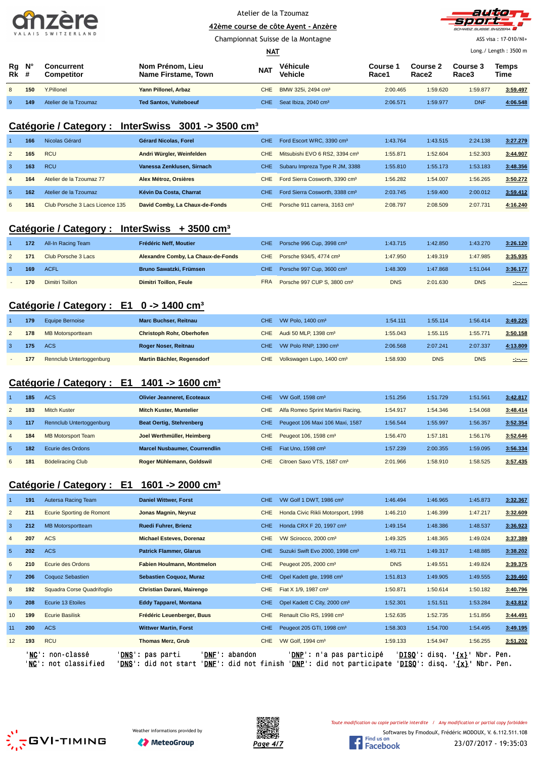Atelier de la Tzoumaz

42ème course de côte Ayent - Anzère

Championnat Suisse de la Montagne

NAT

ASS visa : 17-010/NI+

Long./ Length : 3500 m

| Rg Rk | N° # | Concurrent Competitor | Nom Prénom, Lieu Name Firstame, Town | NAT | Véhicule Vehicle | Course 1 Race1 | Course 2 Race2 | Course 3 Race3 | Temps Time |
|---|---|---|---|---|---|---|---|---|---|
| 8 | 150 | Y.Pillonel | Yann Pillonel, Arbaz | CHE | BMW 325i, 2494 cm³ | 2:00.465 | 1:59.620 | 1:59.877 | 3:59.497 |
| 9 | 149 | Atelier de la Tzoumaz | Ted Santos, Vuiteboeuf | CHE | Seat Ibiza, 2040 cm³ | 2:06.571 | 1:59.977 | DNF | 4:06.548 |

## Catégorie / Category : InterSwiss 3001 -> 3500 cm³

| Rg Rk | N° # | Concurrent Competitor | Nom Prénom, Lieu Name Firstame, Town | NAT | Véhicule Vehicle | Course 1 Race1 | Course 2 Race2 | Course 3 Race3 | Temps Time |
|---|---|---|---|---|---|---|---|---|---|
| 1 | 166 | Nicolas Gérard | Gérard Nicolas, Forel | CHE | Ford Escort WRC, 3390 cm³ | 1:43.764 | 1:43.515 | 2:24.138 | 3:27.279 |
| 2 | 165 | RCU | Andri Würgler, Weinfelden | CHE | Mitsubishi EVO 6 RS2, 3394 cm³ | 1:55.871 | 1:52.604 | 1:52.303 | 3:44.907 |
| 3 | 163 | RCU | Vanessa Zenklusen, Sirnach | CHE | Subaru Impreza Type R JM, 3388 | 1:55.810 | 1:55.173 | 1:53.183 | 3:48.356 |
| 4 | 164 | Atelier de la Tzoumaz 77 | Alex Métroz, Orsières | CHE | Ford Sierra Cosworth, 3390 cm³ | 1:56.282 | 1:54.007 | 1:56.265 | 3:50.272 |
| 5 | 162 | Atelier de la Tzoumaz | Kévin Da Costa, Charrat | CHE | Ford Sierra Cosworth, 3388 cm³ | 2:03.745 | 1:59.400 | 2:00.012 | 3:59.412 |
| 6 | 161 | Club Porsche 3 Lacs Licence 135 | David Comby, La Chaux-de-Fonds | CHE | Porsche 911 carrera, 3163 cm³ | 2:08.797 | 2:08.509 | 2:07.731 | 4:16.240 |

## Catégorie / Category : InterSwiss + 3500 cm³

| Rg Rk | N° # | Concurrent Competitor | Nom Prénom, Lieu Name Firstame, Town | NAT | Véhicule Vehicle | Course 1 Race1 | Course 2 Race2 | Course 3 Race3 | Temps Time |
|---|---|---|---|---|---|---|---|---|---|
| 1 | 172 | All-In Racing Team | Frédéric Neff, Moutier | CHE | Porsche 996 Cup, 3998 cm³ | 1:43.715 | 1:42.850 | 1:43.270 | 3:26.120 |
| 2 | 171 | Club Porsche 3 Lacs | Alexandre Comby, La Chaux-de-Fonds | CHE | Porsche 934/5, 4774 cm³ | 1:47.950 | 1:49.319 | 1:47.985 | 3:35.935 |
| 3 | 169 | ACFL | Bruno Sawatzki, Frümsen | CHE | Porsche 997 Cup, 3600 cm³ | 1:48.309 | 1:47.868 | 1:51.044 | 3:36.177 |
| - | 170 | Dimitri Toillon | Dimitri Toillon, Feule | FRA | Porsche 997 CUP S, 3800 cm³ | DNS | 2:01.630 | DNS | -:--.--- |

## Catégorie / Category : E1 0 -> 1400 cm³

| Rg Rk | N° # | Concurrent Competitor | Nom Prénom, Lieu Name Firstame, Town | NAT | Véhicule Vehicle | Course 1 Race1 | Course 2 Race2 | Course 3 Race3 | Temps Time |
|---|---|---|---|---|---|---|---|---|---|
| 1 | 179 | Equipe Bernoise | Marc Buchser, Reitnau | CHE | VW Polo, 1400 cm³ | 1:54.111 | 1:55.114 | 1:56.414 | 3:49.225 |
| 2 | 178 | MB Motorsportteam | Christoph Rohr, Oberhofen | CHE | Audi 50 MLP, 1398 cm³ | 1:55.043 | 1:55.115 | 1:55.771 | 3:50.158 |
| 3 | 175 | ACS | Roger Noser, Reitnau | CHE | VW Polo RNP, 1390 cm³ | 2:06.568 | 2:07.241 | 2:07.337 | 4:13.809 |
| - | 177 | Rennclub Untertoggenburg | Martin Bächler, Regensdorf | CHE | Volkswagen Lupo, 1400 cm³ | 1:58.930 | DNS | DNS | -:--.--- |

## Catégorie / Category : E1 1401 -> 1600 cm³

| Rg Rk | N° # | Concurrent Competitor | Nom Prénom, Lieu Name Firstame, Town | NAT | Véhicule Vehicle | Course 1 Race1 | Course 2 Race2 | Course 3 Race3 | Temps Time |
|---|---|---|---|---|---|---|---|---|---|
| 1 | 185 | ACS | Olivier Jeanneret, Ecoteaux | CHE | VW Golf, 1598 cm³ | 1:51.256 | 1:51.729 | 1:51.561 | 3:42.817 |
| 2 | 183 | Mitch Kuster | Mitch Kuster, Muntelier | CHE | Alfa Romeo Sprint Martini Racing, | 1:54.917 | 1:54.346 | 1:54.068 | 3:48.414 |
| 3 | 117 | Rennclub Untertoggenburg | Beat Oertig, Stehrenberg | CHE | Peugeot 106 Maxi 106 Maxi, 1587 | 1:56.544 | 1:55.997 | 1:56.357 | 3:52.354 |
| 4 | 184 | MB Motorsport Team | Joel Werthmüller, Heimberg | CHE | Peugeot 106, 1598 cm³ | 1:56.470 | 1:57.181 | 1:56.176 | 3:52.646 |
| 5 | 182 | Ecurie des Ordons | Marcel Nusbaumer, Courrendlin | CHE | Fiat Uno, 1598 cm³ | 1:57.239 | 2:00.355 | 1:59.095 | 3:56.334 |
| 6 | 181 | Bödeliracing Club | Roger Mühlemann, Goldswil | CHE | Citroen Saxo VTS, 1587 cm³ | 2:01.966 | 1:58.910 | 1:58.525 | 3:57.435 |

## Catégorie / Category : E1 1601 -> 2000 cm³

| Rg Rk | N° # | Concurrent Competitor | Nom Prénom, Lieu Name Firstame, Town | NAT | Véhicule Vehicle | Course 1 Race1 | Course 2 Race2 | Course 3 Race3 | Temps Time |
|---|---|---|---|---|---|---|---|---|---|
| 1 | 191 | Autersa Racing Team | Daniel Wittwer, Forst | CHE | VW Golf 1 DWT, 1986 cm³ | 1:46.494 | 1:46.965 | 1:45.873 | 3:32.367 |
| 2 | 211 | Ecurie Sporting de Romont | Jonas Magnin, Neyruz | CHE | Honda Civic Rikli Motorsport, 1998 | 1:46.210 | 1:46.399 | 1:47.217 | 3:32.609 |
| 3 | 212 | MB Motorsportteam | Ruedi Fuhrer, Brienz | CHE | Honda CRX F 20, 1997 cm³ | 1:49.154 | 1:48.386 | 1:48.537 | 3:36.923 |
| 4 | 207 | ACS | Michael Esteves, Dorenaz | CHE | VW Scirocco, 2000 cm³ | 1:49.325 | 1:48.365 | 1:49.024 | 3:37.389 |
| 5 | 202 | ACS | Patrick Flammer, Glarus | CHE | Suzuki Swift Evo 2000, 1998 cm³ | 1:49.711 | 1:49.317 | 1:48.885 | 3:38.202 |
| 6 | 210 | Ecurie des Ordons | Fabien Houlmann, Montmelon | CHE | Peugeot 205, 2000 cm³ | DNS | 1:49.551 | 1:49.824 | 3:39.375 |
| 7 | 206 | Coquoz Sebastien | Sebastien Coquoz, Muraz | CHE | Opel Kadett gte, 1998 cm³ | 1:51.813 | 1:49.905 | 1:49.555 | 3:39.460 |
| 8 | 192 | Squadra Corse Quadrifoglio | Christian Darani, Mairengo | CHE | Fiat X 1/9, 1987 cm³ | 1:50.871 | 1:50.614 | 1:50.182 | 3:40.796 |
| 9 | 208 | Ecurie 13 Etoiles | Eddy Tapparel, Montana | CHE | Opel Kadett C City, 2000 cm³ | 1:52.301 | 1:51.511 | 1:53.284 | 3:43.812 |
| 10 | 199 | Ecurie Basilisk | Frédéric Leuenberger, Buus | CHE | Renault Clio RS, 1998 cm³ | 1:52.635 | 1:52.735 | 1:51.856 | 3:44.491 |
| 11 | 200 | ACS | Wittwer Martin, Forst | CHE | Peugeot 205 GTI, 1998 cm³ | 1:58.303 | 1:54.700 | 1:54.495 | 3:49.195 |
| 12 | 193 | RCU | Thomas Merz, Grub | CHE | VW Golf, 1994 cm³ | 1:59.133 | 1:54.947 | 1:56.255 | 3:51.202 |

'NC': non-classé 'DNS': pas parti 'DNF': abandon 'DNP': n'a pas participé 'DISQ': disq. '{x}' Nbr. Pen.
'NC': not classified 'DNS': did not start 'DNF': did not finish 'DNP': did not participate 'DISQ': disq. '{x}' Nbr. Pen.

Weather informations provided by MeteoGroup

*Toute modification ou copie partielle interdite / Any modification or partial copy forbidden*

Softwares by FmodouX, Frédéric MODOUX, V. 6.112.511.108

23/07/2017 - 19:35:03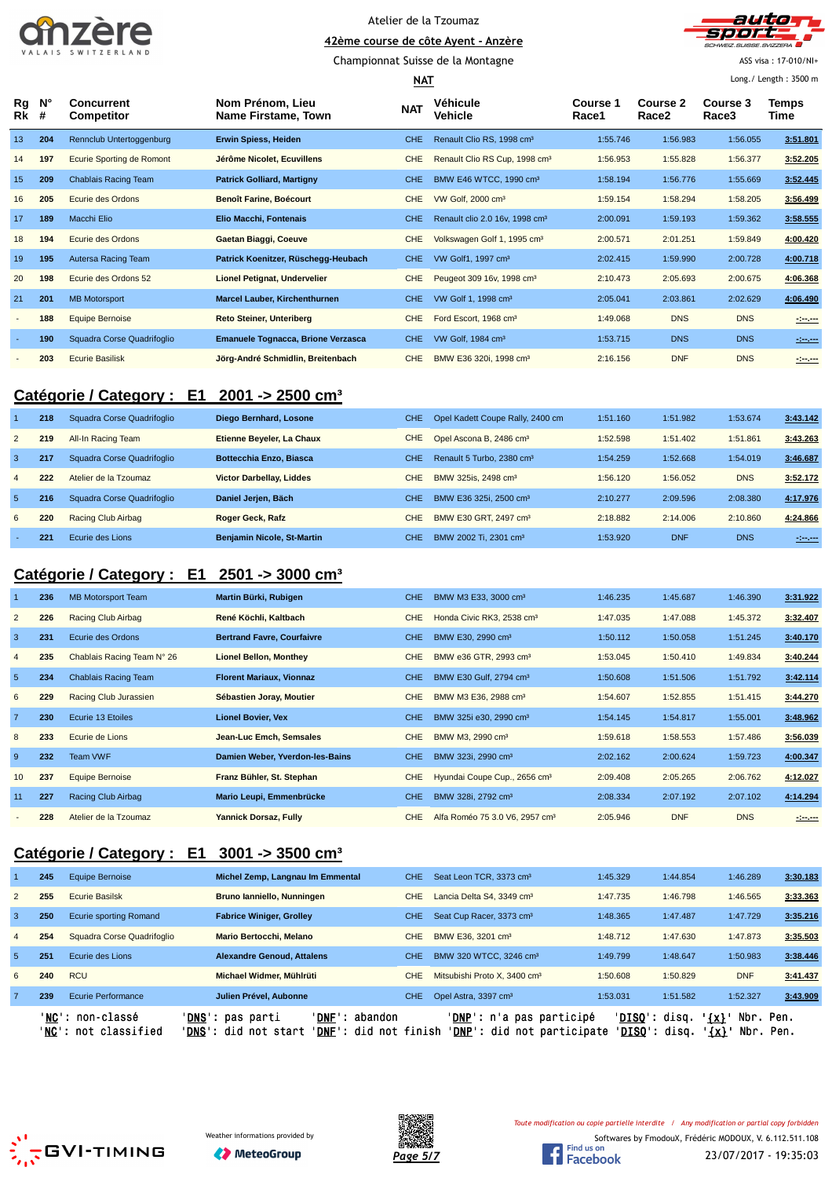Atelier de la Tzoumaz

42ème course de côte Ayent - Anzère

Championnat Suisse de la Montagne

NAT

ASS visa : 17-010/NI+

Long./ Length : 3500 m

| Rg Rk | N° # | Concurrent Competitor | Nom Prénom, Lieu Name Firstame, Town | NAT | Véhicule Vehicle | Course 1 Race1 | Course 2 Race2 | Course 3 Race3 | Temps Time |
|---|---|---|---|---|---|---|---|---|---|
| 13 | 204 | Rennclub Untertoggenburg | **Erwin Spiess, Heiden** | CHE | Renault Clio RS, 1998 cm³ | 1:55.746 | 1:56.983 | 1:56.055 | **3:51.801** |
| 14 | 197 | Ecurie Sporting de Romont | **Jérôme Nicolet, Ecuvillens** | CHE | Renault Clio RS Cup, 1998 cm³ | 1:56.953 | 1:55.828 | 1:56.377 | **3:52.205** |
| 15 | 209 | Chablais Racing Team | **Patrick Golliard, Martigny** | CHE | BMW E46 WTCC, 1990 cm³ | 1:58.194 | 1:56.776 | 1:55.669 | **3:52.445** |
| 16 | 205 | Ecurie des Ordons | **Benoît Farine, Boécourt** | CHE | VW Golf, 2000 cm³ | 1:59.154 | 1:58.294 | 1:58.205 | **3:56.499** |
| 17 | 189 | Macchi Elio | **Elio Macchi, Fontenais** | CHE | Renault clio 2.0 16v, 1998 cm³ | 2:00.091 | 1:59.193 | 1:59.362 | **3:58.555** |
| 18 | 194 | Ecurie des Ordons | **Gaetan Biaggi, Coeuve** | CHE | Volkswagen Golf 1, 1995 cm³ | 2:00.571 | 2:01.251 | 1:59.849 | **4:00.420** |
| 19 | 195 | Autersa Racing Team | **Patrick Koenitzer, Rüschegg-Heubach** | CHE | VW Golf1, 1997 cm³ | 2:02.415 | 1:59.990 | 2:00.728 | **4:00.718** |
| 20 | 198 | Ecurie des Ordons 52 | **Lionel Petignat, Undervelier** | CHE | Peugeot 309 16v, 1998 cm³ | 2:10.473 | 2:05.693 | 2:00.675 | **4:06.368** |
| 21 | 201 | MB Motorsport | **Marcel Lauber, Kirchenthurnen** | CHE | VW Golf 1, 1998 cm³ | 2:05.041 | 2:03.861 | 2:02.629 | **4:06.490** |
| - | 188 | Equipe Bernoise | **Reto Steiner, Unteriberg** | CHE | Ford Escort, 1968 cm³ | 1:49.068 | DNS | DNS | -:--.--- |
| - | 190 | Squadra Corse Quadrifoglio | **Emanuele Tognacca, Brione Verzasca** | CHE | VW Golf, 1984 cm³ | 1:53.715 | DNS | DNS | -:--.--- |
| - | 203 | Ecurie Basilisk | **Jörg-André Schmidlin, Breitenbach** | CHE | BMW E36 320i, 1998 cm³ | 2:16.156 | DNF | DNS | -:--.--- |

## Catégorie / Category : E1 2001 -> 2500 cm³

| Rg Rk | N° # | Concurrent Competitor | Nom Prénom, Lieu Name Firstame, Town | NAT | Véhicule Vehicle | Course 1 Race1 | Course 2 Race2 | Course 3 Race3 | Temps Time |
|---|---|---|---|---|---|---|---|---|---|
| 1 | 218 | Squadra Corse Quadrifoglio | **Diego Bernhard, Losone** | CHE | Opel Kadett Coupe Rally, 2400 cm | 1:51.160 | 1:51.982 | 1:53.674 | **3:43.142** |
| 2 | 219 | All-In Racing Team | **Etienne Beyeler, La Chaux** | CHE | Opel Ascona B, 2486 cm³ | 1:52.598 | 1:51.402 | 1:51.861 | **3:43.263** |
| 3 | 217 | Squadra Corse Quadrifoglio | **Bottecchia Enzo, Biasca** | CHE | Renault 5 Turbo, 2380 cm³ | 1:54.259 | 1:52.668 | 1:54.019 | **3:46.687** |
| 4 | 222 | Atelier de la Tzoumaz | **Victor Darbellay, Liddes** | CHE | BMW 325is, 2498 cm³ | 1:56.120 | 1:56.052 | DNS | **3:52.172** |
| 5 | 216 | Squadra Corse Quadrifoglio | **Daniel Jerjen, Bäch** | CHE | BMW E36 325i, 2500 cm³ | 2:10.277 | 2:09.596 | 2:08.380 | **4:17.976** |
| 6 | 220 | Racing Club Airbag | **Roger Geck, Rafz** | CHE | BMW E30 GRT, 2497 cm³ | 2:18.882 | 2:14.006 | 2:10.860 | **4:24.866** |
| - | 221 | Ecurie des Lions | **Benjamin Nicole, St-Martin** | CHE | BMW 2002 Ti, 2301 cm³ | 1:53.920 | DNF | DNS | -:--.--- |

## Catégorie / Category : E1 2501 -> 3000 cm³

| Rg Rk | N° # | Concurrent Competitor | Nom Prénom, Lieu Name Firstame, Town | NAT | Véhicule Vehicle | Course 1 Race1 | Course 2 Race2 | Course 3 Race3 | Temps Time |
|---|---|---|---|---|---|---|---|---|---|
| 1 | 236 | MB Motorsport Team | **Martin Bürki, Rubigen** | CHE | BMW M3 E33, 3000 cm³ | 1:46.235 | 1:45.687 | 1:46.390 | **3:31.922** |
| 2 | 226 | Racing Club Airbag | **René Köchli, Kaltbach** | CHE | Honda Civic RK3, 2538 cm³ | 1:47.035 | 1:47.088 | 1:45.372 | **3:32.407** |
| 3 | 231 | Ecurie des Ordons | **Bertrand Favre, Courfaivre** | CHE | BMW E30, 2990 cm³ | 1:50.112 | 1:50.058 | 1:51.245 | **3:40.170** |
| 4 | 235 | Chablais Racing Team N° 26 | **Lionel Bellon, Monthey** | CHE | BMW e36 GTR, 2993 cm³ | 1:53.045 | 1:50.410 | 1:49.834 | **3:40.244** |
| 5 | 234 | Chablais Racing Team | **Florent Mariaux, Vionnaz** | CHE | BMW E30 Gulf, 2794 cm³ | 1:50.608 | 1:51.506 | 1:51.792 | **3:42.114** |
| 6 | 229 | Racing Club Jurassien | **Sébastien Joray, Moutier** | CHE | BMW M3 E36, 2988 cm³ | 1:54.607 | 1:52.855 | 1:51.415 | **3:44.270** |
| 7 | 230 | Ecurie 13 Etoiles | **Lionel Bovier, Vex** | CHE | BMW 325i e30, 2990 cm³ | 1:54.145 | 1:54.817 | 1:55.001 | **3:48.962** |
| 8 | 233 | Ecurie de Lions | **Jean-Luc Emch, Semsales** | CHE | BMW M3, 2990 cm³ | 1:59.618 | 1:58.553 | 1:57.486 | **3:56.039** |
| 9 | 232 | Team VWF | **Damien Weber, Yverdon-les-Bains** | CHE | BMW 323i, 2990 cm³ | 2:02.162 | 2:00.624 | 1:59.723 | **4:00.347** |
| 10 | 237 | Equipe Bernoise | **Franz Bühler, St. Stephan** | CHE | Hyundai Coupe Cup., 2656 cm³ | 2:09.408 | 2:05.265 | 2:06.762 | **4:12.027** |
| 11 | 227 | Racing Club Airbag | **Mario Leupi, Emmenbrücke** | CHE | BMW 328i, 2792 cm³ | 2:08.334 | 2:07.192 | 2:07.102 | **4:14.294** |
| - | 228 | Atelier de la Tzoumaz | **Yannick Dorsaz, Fully** | CHE | Alfa Roméo 75 3.0 V6, 2957 cm³ | 2:05.946 | DNF | DNS | -:--.--- |

## Catégorie / Category : E1 3001 -> 3500 cm³

| Rg Rk | N° # | Concurrent Competitor | Nom Prénom, Lieu Name Firstame, Town | NAT | Véhicule Vehicle | Course 1 Race1 | Course 2 Race2 | Course 3 Race3 | Temps Time |
|---|---|---|---|---|---|---|---|---|---|
| 1 | 245 | Equipe Bernoise | **Michel Zemp, Langnau Im Emmental** | CHE | Seat Leon TCR, 3373 cm³ | 1:45.329 | 1:44.854 | 1:46.289 | **3:30.183** |
| 2 | 255 | Ecurie Basilsk | **Bruno Ianniello, Nunningen** | CHE | Lancia Delta S4, 3349 cm³ | 1:47.735 | 1:46.798 | 1:46.565 | **3:33.363** |
| 3 | 250 | Ecurie sporting Romand | **Fabrice Winiger, Grolley** | CHE | Seat Cup Racer, 3373 cm³ | 1:48.365 | 1:47.487 | 1:47.729 | **3:35.216** |
| 4 | 254 | Squadra Corse Quadrifoglio | **Mario Bertocchi, Melano** | CHE | BMW E36, 3201 cm³ | 1:48.712 | 1:47.630 | 1:47.873 | **3:35.503** |
| 5 | 251 | Ecurie des Lions | **Alexandre Genoud, Attalens** | CHE | BMW 320 WTCC, 3246 cm³ | 1:49.799 | 1:48.647 | 1:50.983 | **3:38.446** |
| 6 | 240 | RCU | **Michael Widmer, Mühlrüti** | CHE | Mitsubishi Proto X, 3400 cm³ | 1:50.608 | 1:50.829 | DNF | **3:41.437** |
| 7 | 239 | Ecurie Performance | **Julien Prével, Aubonne** | CHE | Opel Astra, 3397 cm³ | 1:53.031 | 1:51.582 | 1:52.327 | **3:43.909** |

'NC': non-classé 'DNS': pas parti 'DNF': abandon 'DNP': n'a pas participé 'DISQ': disq. '{x}' Nbr. Pen.
'NC': not classified 'DNS': did not start 'DNF': did not finish 'DNP': did not participate 'DISQ': disq. '{x}' Nbr. Pen.

Weather informations provided by MeteoGroup

Toute modification ou copie partielle interdite / Any modification or partial copy forbidden

Softwares by FmodouX, Frédéric MODOUX, V. 6.112.511.108

23/07/2017 - 19:35:03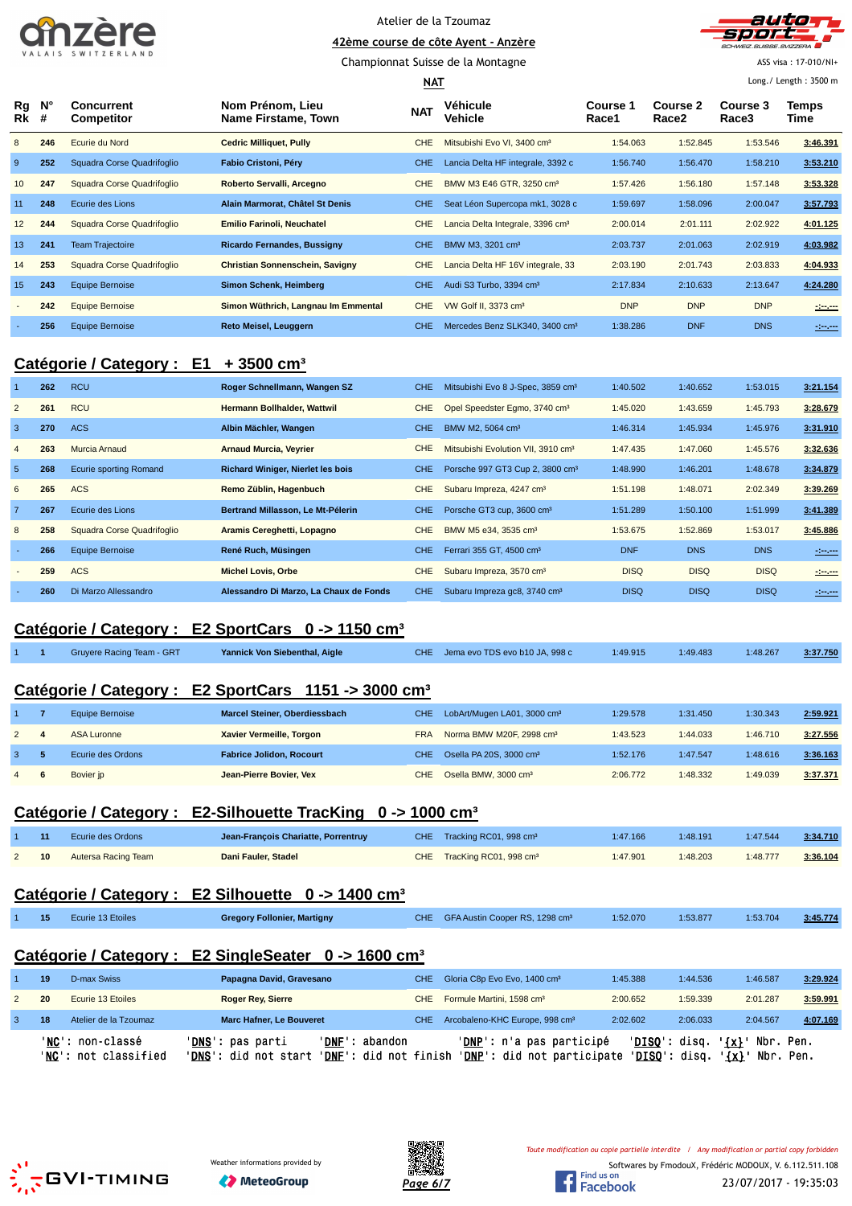Atelier de la Tzoumaz

42ème course de côte Ayent - Anzère

Championnat Suisse de la Montagne

NAT

ASS visa : 17-010/NI+

Long./ Length : 3500 m

| Rg Rk | N° # | Concurrent Competitor | Nom Prénom, Lieu Name Firstame, Town | NAT | Véhicule Vehicle | Course 1 Race1 | Course 2 Race2 | Course 3 Race3 | Temps Time |
|---|---|---|---|---|---|---|---|---|---|
| 8 | 246 | Ecurie du Nord | Cedric Milliquet, Pully | CHE | Mitsubishi Evo VI, 3400 cm³ | 1:54.063 | 1:52.845 | 1:53.546 | 3:46.391 |
| 9 | 252 | Squadra Corse Quadrifoglio | Fabio Cristoni, Péry | CHE | Lancia Delta HF integrale, 3392 c | 1:56.740 | 1:56.470 | 1:58.210 | 3:53.210 |
| 10 | 247 | Squadra Corse Quadrifoglio | Roberto Servalli, Arcegno | CHE | BMW M3 E46 GTR, 3250 cm³ | 1:57.426 | 1:56.180 | 1:57.148 | 3:53.328 |
| 11 | 248 | Ecurie des Lions | Alain Marmorat, Châtel St Denis | CHE | Seat Léon Supercopa mk1, 3028 c | 1:59.697 | 1:58.096 | 2:00.047 | 3:57.793 |
| 12 | 244 | Squadra Corse Quadrifoglio | Emilio Farinoli, Neuchatel | CHE | Lancia Delta Integrale, 3396 cm³ | 2:00.014 | 2:01.111 | 2:02.922 | 4:01.125 |
| 13 | 241 | Team Trajectoire | Ricardo Fernandes, Bussigny | CHE | BMW M3, 3201 cm³ | 2:03.737 | 2:01.063 | 2:02.919 | 4:03.982 |
| 14 | 253 | Squadra Corse Quadrifoglio | Christian Sonnenschein, Savigny | CHE | Lancia Delta HF 16V integrale, 33 | 2:03.190 | 2:01.743 | 2:03.833 | 4:04.933 |
| 15 | 243 | Equipe Bernoise | Simon Schenk, Heimberg | CHE | Audi S3 Turbo, 3394 cm³ | 2:17.834 | 2:10.633 | 2:13.647 | 4:24.280 |
| - | 242 | Equipe Bernoise | Simon Wüthrich, Langnau Im Emmental | CHE | VW Golf II, 3373 cm³ | DNP | DNP | DNP | -:--.--- |
| - | 256 | Equipe Bernoise | Reto Meisel, Leuggern | CHE | Mercedes Benz SLK340, 3400 cm³ | 1:38.286 | DNF | DNS | -:--.--- |

## Catégorie / Category : E1 + 3500 cm³

| Rg Rk | N° # | Concurrent Competitor | Nom Prénom, Lieu Name Firstame, Town | NAT | Véhicule Vehicle | Course 1 Race1 | Course 2 Race2 | Course 3 Race3 | Temps Time |
|---|---|---|---|---|---|---|---|---|---|
| 1 | 262 | RCU | Roger Schnellmann, Wangen SZ | CHE | Mitsubishi Evo 8 J-Spec, 3859 cm³ | 1:40.502 | 1:40.652 | 1:53.015 | 3:21.154 |
| 2 | 261 | RCU | Hermann Bollhalder, Wattwil | CHE | Opel Speedster Egmo, 3740 cm³ | 1:45.020 | 1:43.659 | 1:45.793 | 3:28.679 |
| 3 | 270 | ACS | Albin Mächler, Wangen | CHE | BMW M2, 5064 cm³ | 1:46.314 | 1:45.934 | 1:45.976 | 3:31.910 |
| 4 | 263 | Murcia Arnaud | Arnaud Murcia, Veyrier | CHE | Mitsubishi Evolution VII, 3910 cm³ | 1:47.435 | 1:47.060 | 1:45.576 | 3:32.636 |
| 5 | 268 | Ecurie sporting Romand | Richard Winiger, Nierlet les bois | CHE | Porsche 997 GT3 Cup 2, 3800 cm³ | 1:48.990 | 1:46.201 | 1:48.678 | 3:34.879 |
| 6 | 265 | ACS | Remo Züblin, Hagenbuch | CHE | Subaru Impreza, 4247 cm³ | 1:51.198 | 1:48.071 | 2:02.349 | 3:39.269 |
| 7 | 267 | Ecurie des Lions | Bertrand Millasson, Le Mt-Pélerin | CHE | Porsche GT3 cup, 3600 cm³ | 1:51.289 | 1:50.100 | 1:51.999 | 3:41.389 |
| 8 | 258 | Squadra Corse Quadrifoglio | Aramis Cereghetti, Lopagno | CHE | BMW M5 e34, 3535 cm³ | 1:53.675 | 1:52.869 | 1:53.017 | 3:45.886 |
| - | 266 | Equipe Bernoise | René Ruch, Müsingen | CHE | Ferrari 355 GT, 4500 cm³ | DNF | DNS | DNS | -:--.--- |
| - | 259 | ACS | Michel Lovis, Orbe | CHE | Subaru Impreza, 3570 cm³ | DISQ | DISQ | DISQ | -:--.--- |
| - | 260 | Di Marzo Allessandro | Alessandro Di Marzo, La Chaux de Fonds | CHE | Subaru Impreza gc8, 3740 cm³ | DISQ | DISQ | DISQ | -:--.--- |

## Catégorie / Category : E2 SportCars 0 -> 1150 cm³

| Rg Rk | N° # | Concurrent Competitor | Nom Prénom, Lieu Name Firstame, Town | NAT | Véhicule Vehicle | Course 1 Race1 | Course 2 Race2 | Course 3 Race3 | Temps Time |
|---|---|---|---|---|---|---|---|---|---|
| 1 | 1 | Gruyere Racing Team - GRT | Yannick Von Siebenthal, Aigle | CHE | Jema evo TDS evo b10 JA, 998 c | 1:49.915 | 1:49.483 | 1:48.267 | 3:37.750 |

## Catégorie / Category : E2 SportCars 1151 -> 3000 cm³

| Rg Rk | N° # | Concurrent Competitor | Nom Prénom, Lieu Name Firstame, Town | NAT | Véhicule Vehicle | Course 1 Race1 | Course 2 Race2 | Course 3 Race3 | Temps Time |
|---|---|---|---|---|---|---|---|---|---|
| 1 | 7 | Equipe Bernoise | Marcel Steiner, Oberdiessbach | CHE | LobArt/Mugen LA01, 3000 cm³ | 1:29.578 | 1:31.450 | 1:30.343 | 2:59.921 |
| 2 | 4 | ASA Luronne | Xavier Vermeille, Torgon | FRA | Norma BMW M20F, 2998 cm³ | 1:43.523 | 1:44.033 | 1:46.710 | 3:27.556 |
| 3 | 5 | Ecurie des Ordons | Fabrice Jolidon, Rocourt | CHE | Osella PA 20S, 3000 cm³ | 1:52.176 | 1:47.547 | 1:48.616 | 3:36.163 |
| 4 | 6 | Bovier jp | Jean-Pierre Bovier, Vex | CHE | Osella BMW, 3000 cm³ | 2:06.772 | 1:48.332 | 1:49.039 | 3:37.371 |

## Catégorie / Category : E2-Silhouette TracKing 0 -> 1000 cm³

| Rg Rk | N° # | Concurrent Competitor | Nom Prénom, Lieu Name Firstame, Town | NAT | Véhicule Vehicle | Course 1 Race1 | Course 2 Race2 | Course 3 Race3 | Temps Time |
|---|---|---|---|---|---|---|---|---|---|
| 1 | 11 | Ecurie des Ordons | Jean-François Chariatte, Porrentruy | CHE | Tracking RC01, 998 cm³ | 1:47.166 | 1:48.191 | 1:47.544 | 3:34.710 |
| 2 | 10 | Autersa Racing Team | Dani Fauler, Stadel | CHE | TracKing RC01, 998 cm³ | 1:47.901 | 1:48.203 | 1:48.777 | 3:36.104 |

## Catégorie / Category : E2 Silhouette 0 -> 1400 cm³

| Rg Rk | N° # | Concurrent Competitor | Nom Prénom, Lieu Name Firstame, Town | NAT | Véhicule Vehicle | Course 1 Race1 | Course 2 Race2 | Course 3 Race3 | Temps Time |
|---|---|---|---|---|---|---|---|---|---|
| 1 | 15 | Ecurie 13 Etoiles | Gregory Follonier, Martigny | CHE | GFA Austin Cooper RS, 1298 cm³ | 1:52.070 | 1:53.877 | 1:53.704 | 3:45.774 |

## Catégorie / Category : E2 SingleSeater 0 -> 1600 cm³

| Rg Rk | N° # | Concurrent Competitor | Nom Prénom, Lieu Name Firstame, Town | NAT | Véhicule Vehicle | Course 1 Race1 | Course 2 Race2 | Course 3 Race3 | Temps Time |
|---|---|---|---|---|---|---|---|---|---|
| 1 | 19 | D-max Swiss | Papagna David, Gravesano | CHE | Gloria C8p Evo Evo, 1400 cm³ | 1:45.388 | 1:44.536 | 1:46.587 | 3:29.924 |
| 2 | 20 | Ecurie 13 Etoiles | Roger Rey, Sierre | CHE | Formule Martini, 1598 cm³ | 2:00.652 | 1:59.339 | 2:01.287 | 3:59.991 |
| 3 | 18 | Atelier de la Tzoumaz | Marc Hafner, Le Bouveret | CHE | Arcobaleno-KHC Europe, 998 cm³ | 2:02.602 | 2:06.033 | 2:04.567 | 4:07.169 |

'NC': non-classé 'DNS': pas parti 'DNF': abandon 'DNP': n'a pas participé 'DISQ': disq. '{x}' Nbr. Pen.
'NC': not classified 'DNS': did not start 'DNF': did not finish 'DNP': did not participate 'DISQ': disq. '{x}' Nbr. Pen.

Weather informations provided by MeteoGroup

*Toute modification ou copie partielle interdite / Any modification or partial copy forbidden*

Softwares by FmodouX, Frédéric MODOUX, V. 6.112.511.108

23/07/2017 - 19:35:03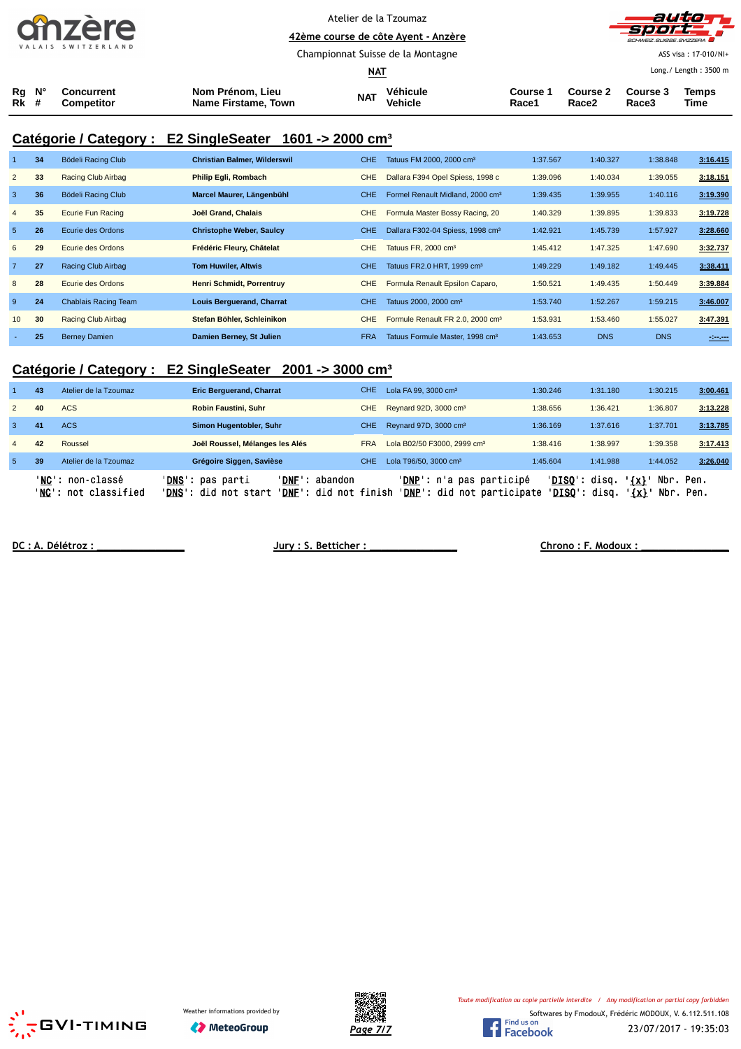Atelier de la Tzoumaz

42ème course de côte Ayent - Anzère

Championnat Suisse de la Montagne

NAT

ASS visa : 17-010/NI+

Long./ Length : 3500 m

## Catégorie / Category : E2 SingleSeater 1601 -> 2000 cm³

| Rg Rk | N° # | Concurrent Competitor | Nom Prénom, Lieu Name Firstame, Town | NAT | Véhicule Vehicle | Course 1 Race1 | Course 2 Race2 | Course 3 Race3 | Temps Time |
|---|---|---|---|---|---|---|---|---|---|
| 1 | 34 | Bödeli Racing Club | Christian Balmer, Wilderswil | CHE | Tatuus FM 2000, 2000 cm³ | 1:37.567 | 1:40.327 | 1:38.848 | 3:16.415 |
| 2 | 33 | Racing Club Airbag | Philip Egli, Rombach | CHE | Dallara F394 Opel Spiess, 1998 c | 1:39.096 | 1:40.034 | 1:39.055 | 3:18.151 |
| 3 | 36 | Bödeli Racing Club | Marcel Maurer, Längenbühl | CHE | Formel Renault Midland, 2000 cm³ | 1:39.435 | 1:39.955 | 1:40.116 | 3:19.390 |
| 4 | 35 | Ecurie Fun Racing | Joël Grand, Chalais | CHE | Formula Master Bossy Racing, 20 | 1:40.329 | 1:39.895 | 1:39.833 | 3:19.728 |
| 5 | 26 | Ecurie des Ordons | Christophe Weber, Saulcy | CHE | Dallara F302-04 Spiess, 1998 cm³ | 1:42.921 | 1:45.739 | 1:57.927 | 3:28.660 |
| 6 | 29 | Ecurie des Ordons | Frédéric Fleury, Châtelat | CHE | Tatuus FR, 2000 cm³ | 1:45.412 | 1:47.325 | 1:47.690 | 3:32.737 |
| 7 | 27 | Racing Club Airbag | Tom Huwiler, Altwis | CHE | Tatuus FR2.0 HRT, 1999 cm³ | 1:49.229 | 1:49.182 | 1:49.445 | 3:38.411 |
| 8 | 28 | Ecurie des Ordons | Henri Schmidt, Porrentruy | CHE | Formula Renault Epsilon Caparo, | 1:50.521 | 1:49.435 | 1:50.449 | 3:39.884 |
| 9 | 24 | Chablais Racing Team | Louis Berguerand, Charrat | CHE | Tatuus 2000, 2000 cm³ | 1:53.740 | 1:52.267 | 1:59.215 | 3:46.007 |
| 10 | 30 | Racing Club Airbag | Stefan Böhler, Schleinikon | CHE | Formule Renault FR 2.0, 2000 cm³ | 1:53.931 | 1:53.460 | 1:55.027 | 3:47.391 |
| - | 25 | Berney Damien | Damien Berney, St Julien | FRA | Tatuus Formule Master, 1998 cm³ | 1:43.653 | DNS | DNS | -:--.--- |

## Catégorie / Category : E2 SingleSeater 2001 -> 3000 cm³

| Rg Rk | N° # | Concurrent Competitor | Nom Prénom, Lieu Name Firstame, Town | NAT | Véhicule Vehicle | Course 1 Race1 | Course 2 Race2 | Course 3 Race3 | Temps Time |
|---|---|---|---|---|---|---|---|---|---|
| 1 | 43 | Atelier de la Tzoumaz | Eric Berguerand, Charrat | CHE | Lola FA 99, 3000 cm³ | 1:30.246 | 1:31.180 | 1:30.215 | 3:00.461 |
| 2 | 40 | ACS | Robin Faustini, Suhr | CHE | Reynard 92D, 3000 cm³ | 1:38.656 | 1:36.421 | 1:36.807 | 3:13.228 |
| 3 | 41 | ACS | Simon Hugentobler, Suhr | CHE | Reynard 97D, 3000 cm³ | 1:36.169 | 1:37.616 | 1:37.701 | 3:13.785 |
| 4 | 42 | Roussel | Joël Roussel, Mélanges les Alés | FRA | Lola B02/50 F3000, 2999 cm³ | 1:38.416 | 1:38.997 | 1:39.358 | 3:17.413 |
| 5 | 39 | Atelier de la Tzoumaz | Grégoire Siggen, Savièse | CHE | Lola T96/50, 3000 cm³ | 1:45.604 | 1:41.988 | 1:44.052 | 3:26.040 |

'NC': non-classé 'DNS': pas parti 'DNF': abandon 'DNP': n'a pas participé 'DISQ': disq. '{x}' Nbr. Pen.
'NC': not classified 'DNS': did not start 'DNF': did not finish 'DNP': did not participate 'DISQ': disq. '{x}' Nbr. Pen.

DC : A. Délétroz : _______________ Jury : S. Betticher : _______________ Chrono : F. Modoux : _______________

Weather informations provided by MeteoGroup

Toute modification ou copie partielle interdite / Any modification or partial copy forbidden

Softwares by FmodouX, Frédéric MODOUX, V. 6.112.511.108

23/07/2017 - 19:35:03